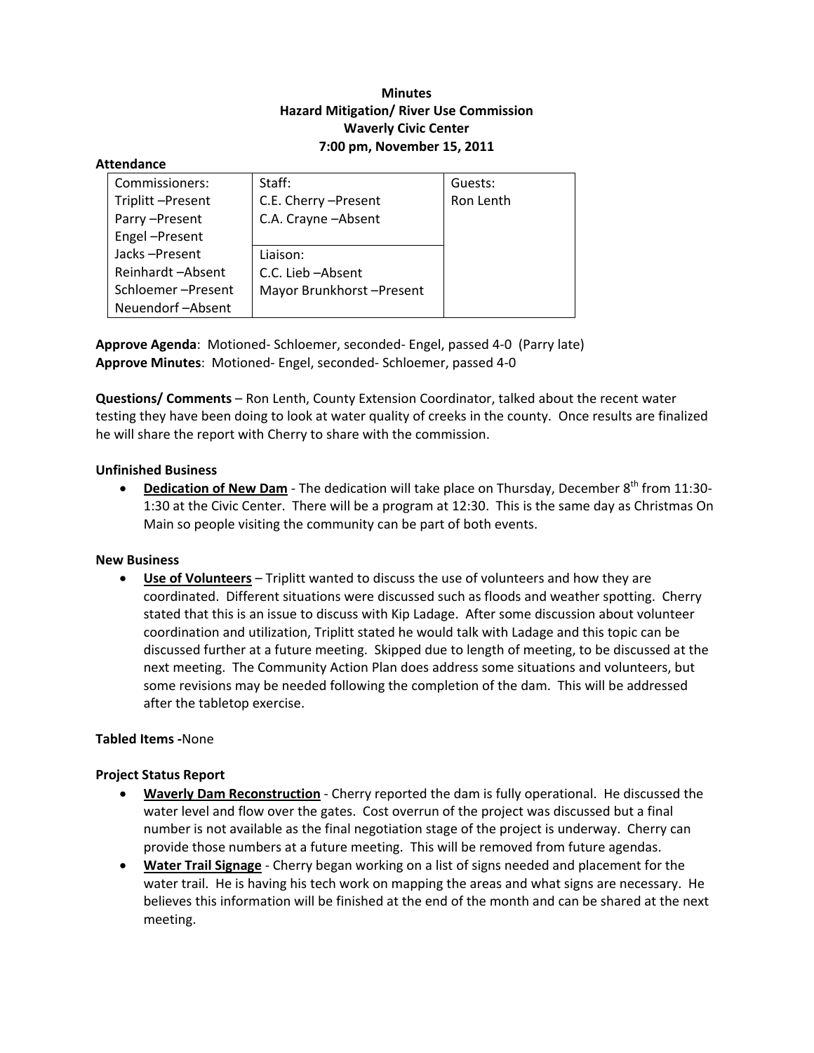# Minutes
## Hazard Mitigation/ River Use Commission
## Waverly Civic Center
## 7:00 pm, November 15, 2011

**Attendance**

| Commissioners: | Staff: | Guests: |
|---|---|---|
| Triplitt –Present | C.E. Cherry –Present | Ron Lenth |
| Parry –Present | C.A. Crayne –Absent | |
| Engel –Present | | |
| Jacks –Present | Liaison: | |
| Reinhardt –Absent | C.C. Lieb –Absent | |
| Schloemer –Present | Mayor Brunkhorst –Present | |
| Neuendorf –Absent | | |

**Approve Agenda**: Motioned- Schloemer, seconded- Engel, passed 4-0 (Parry late)
**Approve Minutes**: Motioned- Engel, seconded- Schloemer, passed 4-0

**Questions/ Comments** – Ron Lenth, County Extension Coordinator, talked about the recent water testing they have been doing to look at water quality of creeks in the county. Once results are finalized he will share the report with Cherry to share with the commission.

**Unfinished Business**

- **Dedication of New Dam** - The dedication will take place on Thursday, December 8th from 11:30-1:30 at the Civic Center. There will be a program at 12:30. This is the same day as Christmas On Main so people visiting the community can be part of both events.

**New Business**

- **Use of Volunteers** – Triplitt wanted to discuss the use of volunteers and how they are coordinated. Different situations were discussed such as floods and weather spotting. Cherry stated that this is an issue to discuss with Kip Ladage. After some discussion about volunteer coordination and utilization, Triplitt stated he would talk with Ladage and this topic can be discussed further at a future meeting. Skipped due to length of meeting, to be discussed at the next meeting. The Community Action Plan does address some situations and volunteers, but some revisions may be needed following the completion of the dam. This will be addressed after the tabletop exercise.

**Tabled Items -**None

**Project Status Report**

- **Waverly Dam Reconstruction** - Cherry reported the dam is fully operational. He discussed the water level and flow over the gates. Cost overrun of the project was discussed but a final number is not available as the final negotiation stage of the project is underway. Cherry can provide those numbers at a future meeting. This will be removed from future agendas.
- **Water Trail Signage** - Cherry began working on a list of signs needed and placement for the water trail. He is having his tech work on mapping the areas and what signs are necessary. He believes this information will be finished at the end of the month and can be shared at the next meeting.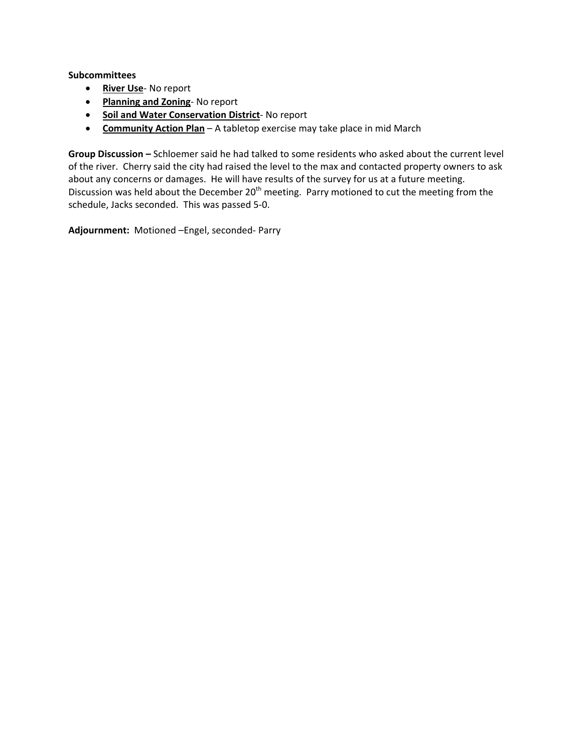**Subcommittees**

- **River Use**- No report
- **Planning and Zoning**- No report
- **Soil and Water Conservation District**- No report
- **Community Action Plan** – A tabletop exercise may take place in mid March

**Group Discussion –** Schloemer said he had talked to some residents who asked about the current level of the river. Cherry said the city had raised the level to the max and contacted property owners to ask about any concerns or damages. He will have results of the survey for us at a future meeting. Discussion was held about the December 20th meeting. Parry motioned to cut the meeting from the schedule, Jacks seconded. This was passed 5-0.

**Adjournment:** Motioned –Engel, seconded- Parry